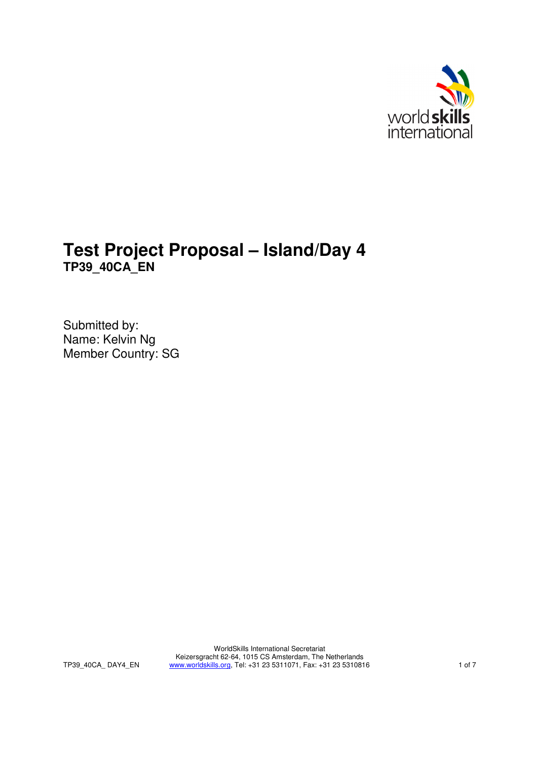# Test Project Proposal – Island/Day 4

**TP39_40CA_EN**

Submitted by:
Name: Kelvin Ng
Member Country: SG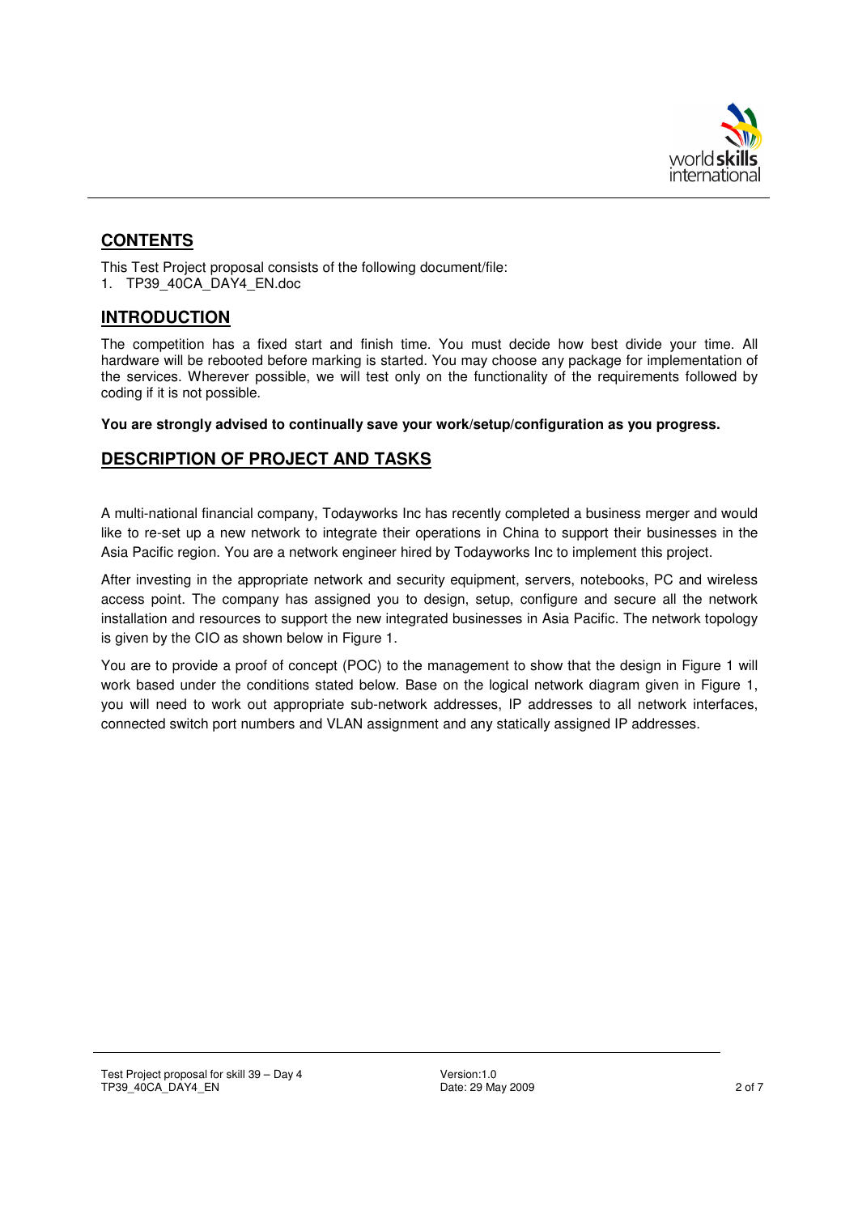## CONTENTS

This Test Project proposal consists of the following document/file:

1. TP39_40CA_DAY4_EN.doc

## INTRODUCTION

The competition has a fixed start and finish time. You must decide how best divide your time. All hardware will be rebooted before marking is started. You may choose any package for implementation of the services. Wherever possible, we will test only on the functionality of the requirements followed by coding if it is not possible.

**You are strongly advised to continually save your work/setup/configuration as you progress.**

## DESCRIPTION OF PROJECT AND TASKS

A multi-national financial company, Todayworks Inc has recently completed a business merger and would like to re-set up a new network to integrate their operations in China to support their businesses in the Asia Pacific region. You are a network engineer hired by Todayworks Inc to implement this project.

After investing in the appropriate network and security equipment, servers, notebooks, PC and wireless access point. The company has assigned you to design, setup, configure and secure all the network installation and resources to support the new integrated businesses in Asia Pacific. The network topology is given by the CIO as shown below in Figure 1.

You are to provide a proof of concept (POC) to the management to show that the design in Figure 1 will work based under the conditions stated below. Base on the logical network diagram given in Figure 1, you will need to work out appropriate sub-network addresses, IP addresses to all network interfaces, connected switch port numbers and VLAN assignment and any statically assigned IP addresses.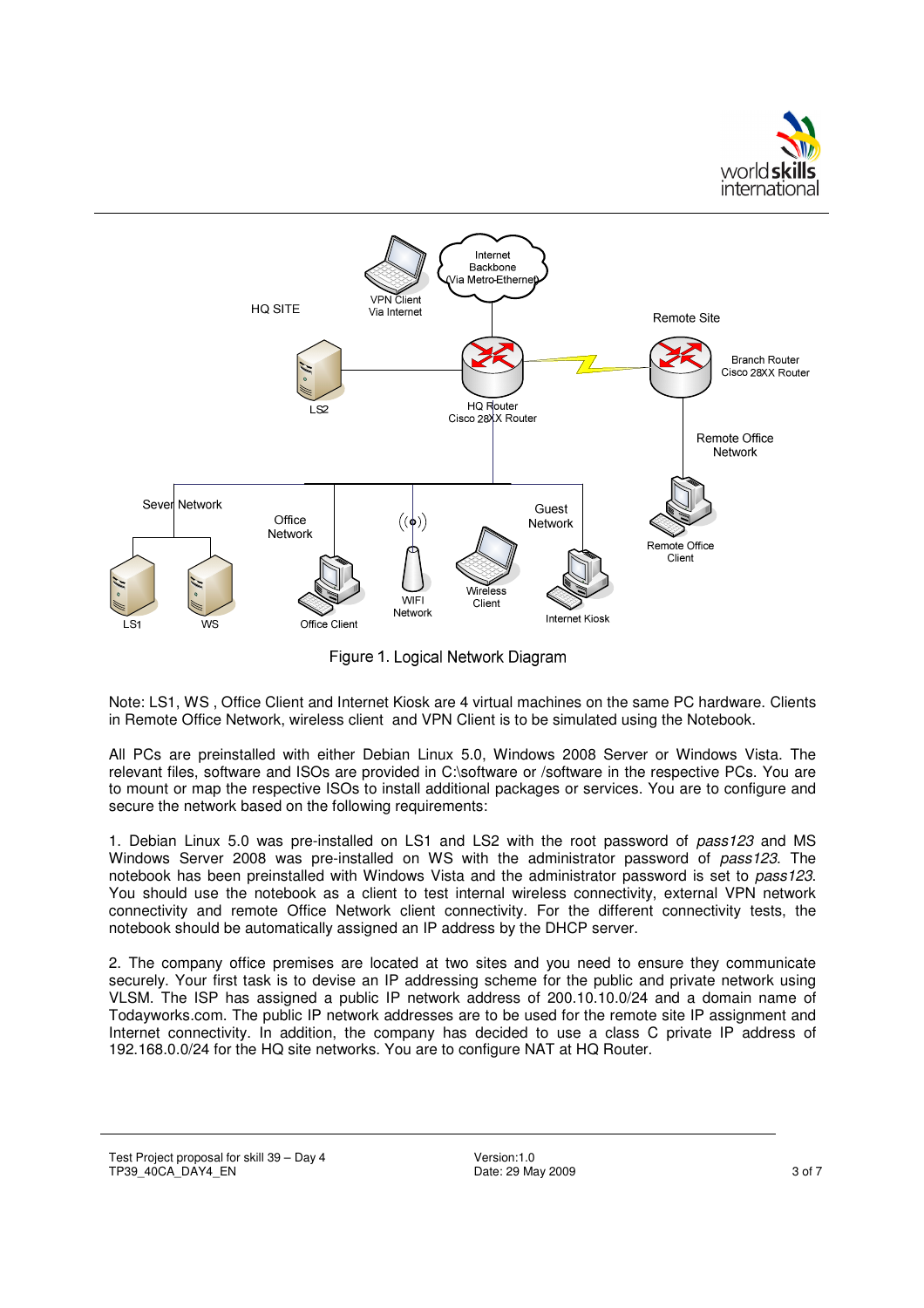Figure 1. Logical Network Diagram

Note: LS1, WS , Office Client and Internet Kiosk are 4 virtual machines on the same PC hardware. Clients in Remote Office Network, wireless client and VPN Client is to be simulated using the Notebook.

All PCs are preinstalled with either Debian Linux 5.0, Windows 2008 Server or Windows Vista. The relevant files, software and ISOs are provided in C:\software or /software in the respective PCs. You are to mount or map the respective ISOs to install additional packages or services. You are to configure and secure the network based on the following requirements:

1. Debian Linux 5.0 was pre-installed on LS1 and LS2 with the root password of *pass123* and MS Windows Server 2008 was pre-installed on WS with the administrator password of *pass123*. The notebook has been preinstalled with Windows Vista and the administrator password is set to *pass123*. You should use the notebook as a client to test internal wireless connectivity, external VPN network connectivity and remote Office Network client connectivity. For the different connectivity tests, the notebook should be automatically assigned an IP address by the DHCP server.

2. The company office premises are located at two sites and you need to ensure they communicate securely. Your first task is to devise an IP addressing scheme for the public and private network using VLSM. The ISP has assigned a public IP network address of 200.10.10.0/24 and a domain name of Todayworks.com. The public IP network addresses are to be used for the remote site IP assignment and Internet connectivity. In addition, the company has decided to use a class C private IP address of 192.168.0.0/24 for the HQ site networks. You are to configure NAT at HQ Router.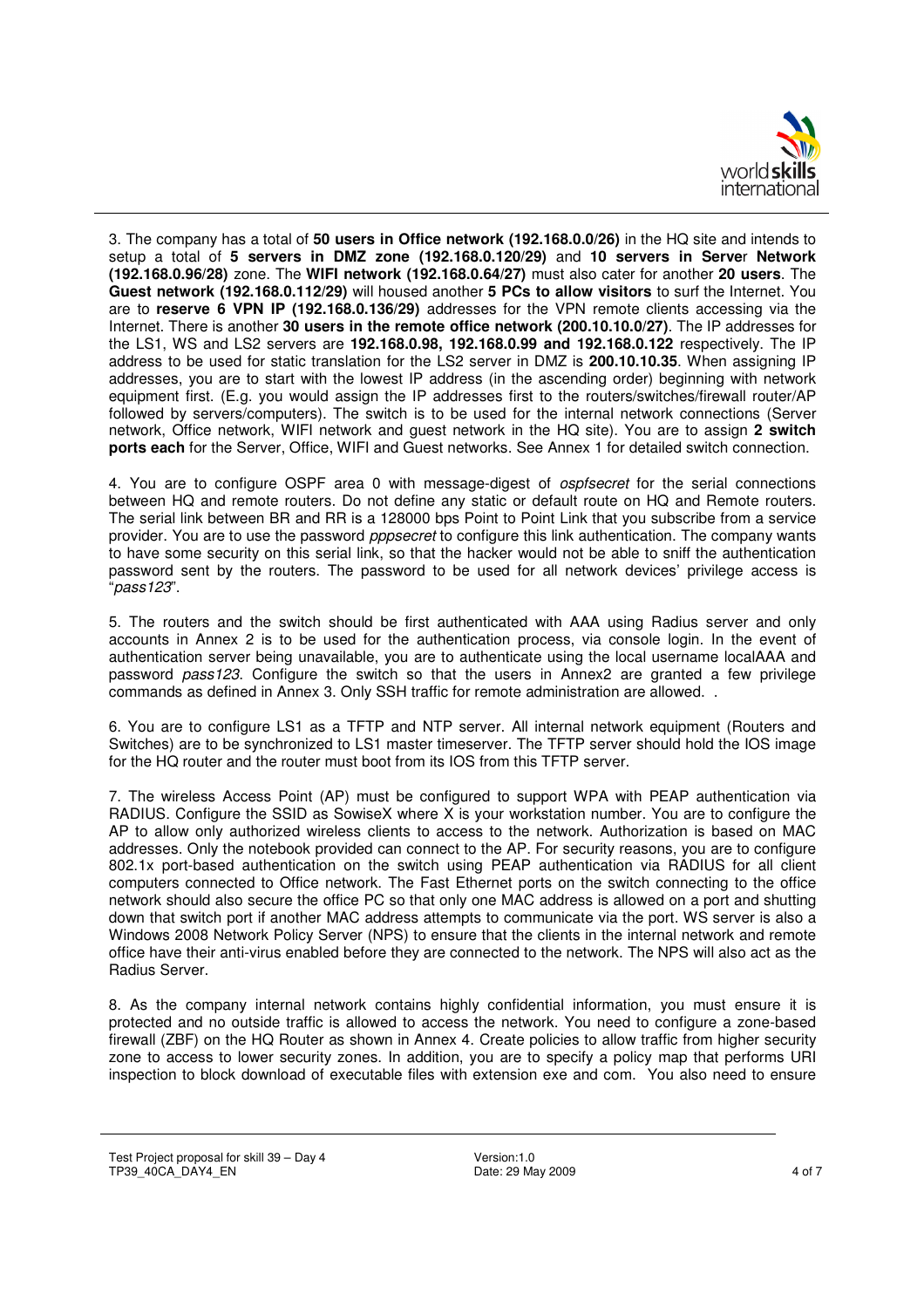3. The company has a total of **50 users in Office network (192.168.0.0/26)** in the HQ site and intends to setup a total of **5 servers in DMZ zone (192.168.0.120/29)** and **10 servers in Server Network (192.168.0.96/28)** zone. The **WIFI network (192.168.0.64/27)** must also cater for another **20 users**. The **Guest network (192.168.0.112/29)** will housed another **5 PCs to allow visitors** to surf the Internet. You are to **reserve 6 VPN IP (192.168.0.136/29)** addresses for the VPN remote clients accessing via the Internet. There is another **30 users in the remote office network (200.10.10.0/27)**. The IP addresses for the LS1, WS and LS2 servers are **192.168.0.98, 192.168.0.99 and 192.168.0.122** respectively. The IP address to be used for static translation for the LS2 server in DMZ is **200.10.10.35**. When assigning IP addresses, you are to start with the lowest IP address (in the ascending order) beginning with network equipment first. (E.g. you would assign the IP addresses first to the routers/switches/firewall router/AP followed by servers/computers). The switch is to be used for the internal network connections (Server network, Office network, WIFI network and guest network in the HQ site). You are to assign **2 switch ports each** for the Server, Office, WIFI and Guest networks. See Annex 1 for detailed switch connection.

4. You are to configure OSPF area 0 with message-digest of *ospfsecret* for the serial connections between HQ and remote routers. Do not define any static or default route on HQ and Remote routers. The serial link between BR and RR is a 128000 bps Point to Point Link that you subscribe from a service provider. You are to use the password *pppsecret* to configure this link authentication. The company wants to have some security on this serial link, so that the hacker would not be able to sniff the authentication password sent by the routers. The password to be used for all network devices' privilege access is "*pass123*".

5. The routers and the switch should be first authenticated with AAA using Radius server and only accounts in Annex 2 is to be used for the authentication process, via console login. In the event of authentication server being unavailable, you are to authenticate using the local username localAAA and password *pass123*. Configure the switch so that the users in Annex2 are granted a few privilege commands as defined in Annex 3. Only SSH traffic for remote administration are allowed. .

6. You are to configure LS1 as a TFTP and NTP server. All internal network equipment (Routers and Switches) are to be synchronized to LS1 master timeserver. The TFTP server should hold the IOS image for the HQ router and the router must boot from its IOS from this TFTP server.

7. The wireless Access Point (AP) must be configured to support WPA with PEAP authentication via RADIUS. Configure the SSID as SowiseX where X is your workstation number. You are to configure the AP to allow only authorized wireless clients to access to the network. Authorization is based on MAC addresses. Only the notebook provided can connect to the AP. For security reasons, you are to configure 802.1x port-based authentication on the switch using PEAP authentication via RADIUS for all client computers connected to Office network. The Fast Ethernet ports on the switch connecting to the office network should also secure the office PC so that only one MAC address is allowed on a port and shutting down that switch port if another MAC address attempts to communicate via the port. WS server is also a Windows 2008 Network Policy Server (NPS) to ensure that the clients in the internal network and remote office have their anti-virus enabled before they are connected to the network. The NPS will also act as the Radius Server.

8. As the company internal network contains highly confidential information, you must ensure it is protected and no outside traffic is allowed to access the network. You need to configure a zone-based firewall (ZBF) on the HQ Router as shown in Annex 4. Create policies to allow traffic from higher security zone to access to lower security zones. In addition, you are to specify a policy map that performs URI inspection to block download of executable files with extension exe and com. You also need to ensure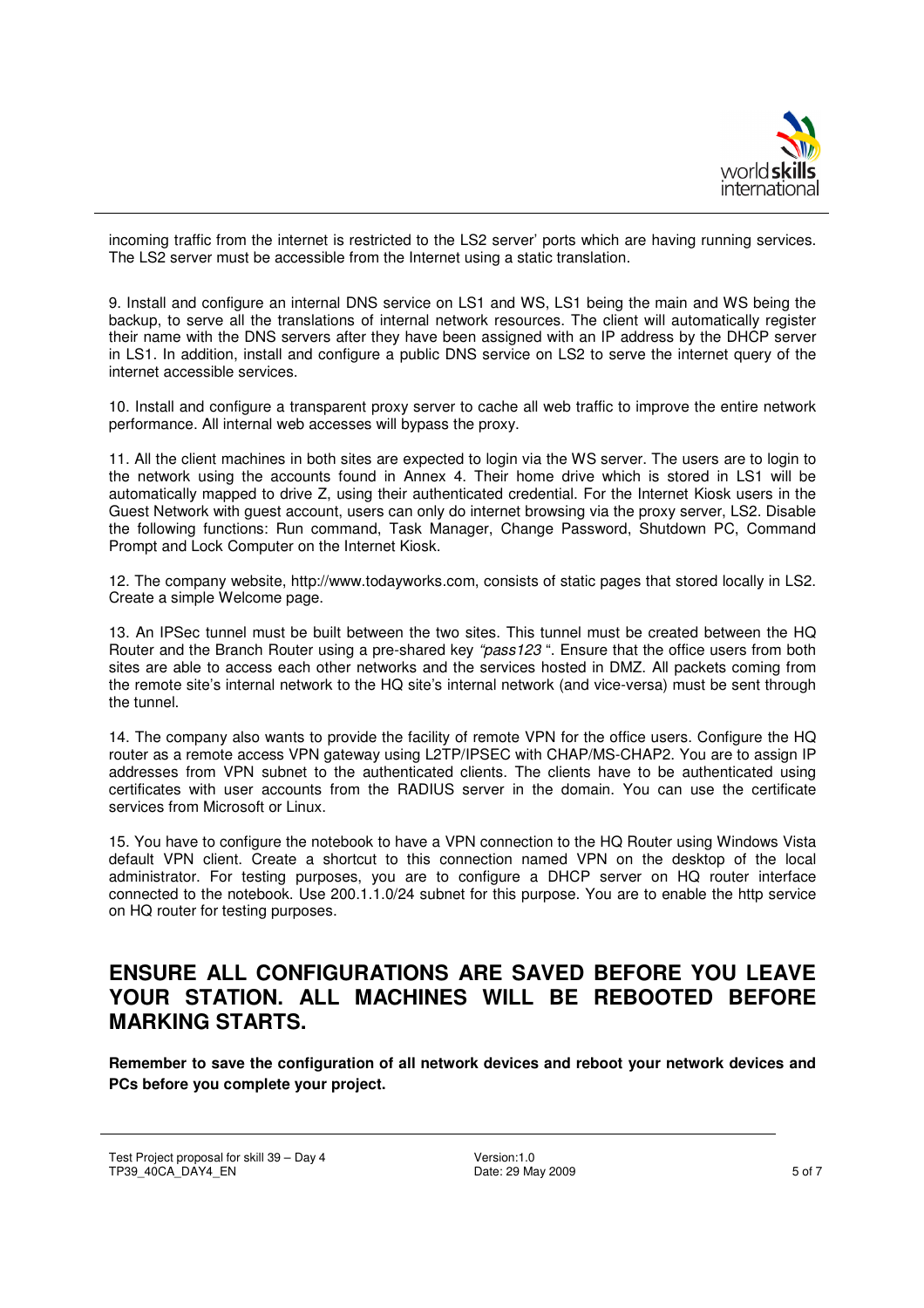incoming traffic from the internet is restricted to the LS2 server' ports which are having running services. The LS2 server must be accessible from the Internet using a static translation.

9. Install and configure an internal DNS service on LS1 and WS, LS1 being the main and WS being the backup, to serve all the translations of internal network resources. The client will automatically register their name with the DNS servers after they have been assigned with an IP address by the DHCP server in LS1. In addition, install and configure a public DNS service on LS2 to serve the internet query of the internet accessible services.

10. Install and configure a transparent proxy server to cache all web traffic to improve the entire network performance. All internal web accesses will bypass the proxy.

11. All the client machines in both sites are expected to login via the WS server. The users are to login to the network using the accounts found in Annex 4. Their home drive which is stored in LS1 will be automatically mapped to drive Z, using their authenticated credential. For the Internet Kiosk users in the Guest Network with guest account, users can only do internet browsing via the proxy server, LS2. Disable the following functions: Run command, Task Manager, Change Password, Shutdown PC, Command Prompt and Lock Computer on the Internet Kiosk.

12. The company website, http://www.todayworks.com, consists of static pages that stored locally in LS2. Create a simple Welcome page.

13. An IPSec tunnel must be built between the two sites. This tunnel must be created between the HQ Router and the Branch Router using a pre-shared key *"pass123* ". Ensure that the office users from both sites are able to access each other networks and the services hosted in DMZ. All packets coming from the remote site's internal network to the HQ site's internal network (and vice-versa) must be sent through the tunnel.

14. The company also wants to provide the facility of remote VPN for the office users. Configure the HQ router as a remote access VPN gateway using L2TP/IPSEC with CHAP/MS-CHAP2. You are to assign IP addresses from VPN subnet to the authenticated clients. The clients have to be authenticated using certificates with user accounts from the RADIUS server in the domain. You can use the certificate services from Microsoft or Linux.

15. You have to configure the notebook to have a VPN connection to the HQ Router using Windows Vista default VPN client. Create a shortcut to this connection named VPN on the desktop of the local administrator. For testing purposes, you are to configure a DHCP server on HQ router interface connected to the notebook. Use 200.1.1.0/24 subnet for this purpose. You are to enable the http service on HQ router for testing purposes.

## ENSURE ALL CONFIGURATIONS ARE SAVED BEFORE YOU LEAVE YOUR STATION. ALL MACHINES WILL BE REBOOTED BEFORE MARKING STARTS.

**Remember to save the configuration of all network devices and reboot your network devices and PCs before you complete your project.**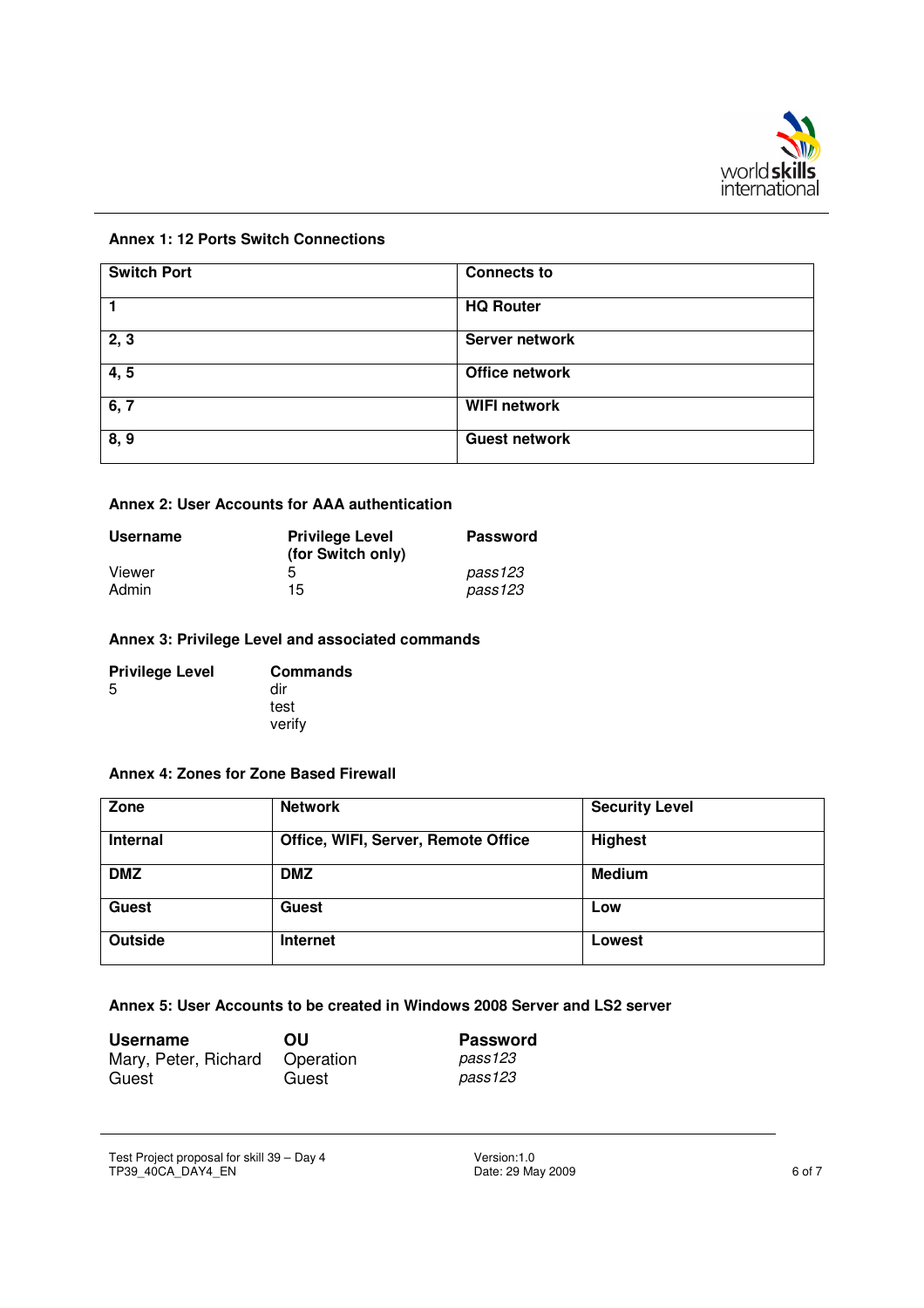### Annex 1: 12 Ports Switch Connections

| Switch Port | Connects to |
|---|---|
| 1 | HQ Router |
| 2, 3 | Server network |
| 4, 5 | Office network |
| 6, 7 | WIFI network |
| 8, 9 | Guest network |

### Annex 2: User Accounts for AAA authentication

| Username | Privilege Level (for Switch only) | Password |
|---|---|---|
| Viewer | 5 | *pass123* |
| Admin | 15 | *pass123* |

### Annex 3: Privilege Level and associated commands

| Privilege Level | Commands |
|---|---|
| 5 | dir<br>test<br>verify |

### Annex 4: Zones for Zone Based Firewall

| Zone | Network | Security Level |
|---|---|---|
| Internal | Office, WIFI, Server, Remote Office | Highest |
| DMZ | DMZ | Medium |
| Guest | Guest | Low |
| Outside | Internet | Lowest |

### Annex 5: User Accounts to be created in Windows 2008 Server and LS2 server

| Username | OU | Password |
|---|---|---|
| Mary, Peter, Richard | Operation | *pass123* |
| Guest | Guest | *pass123* |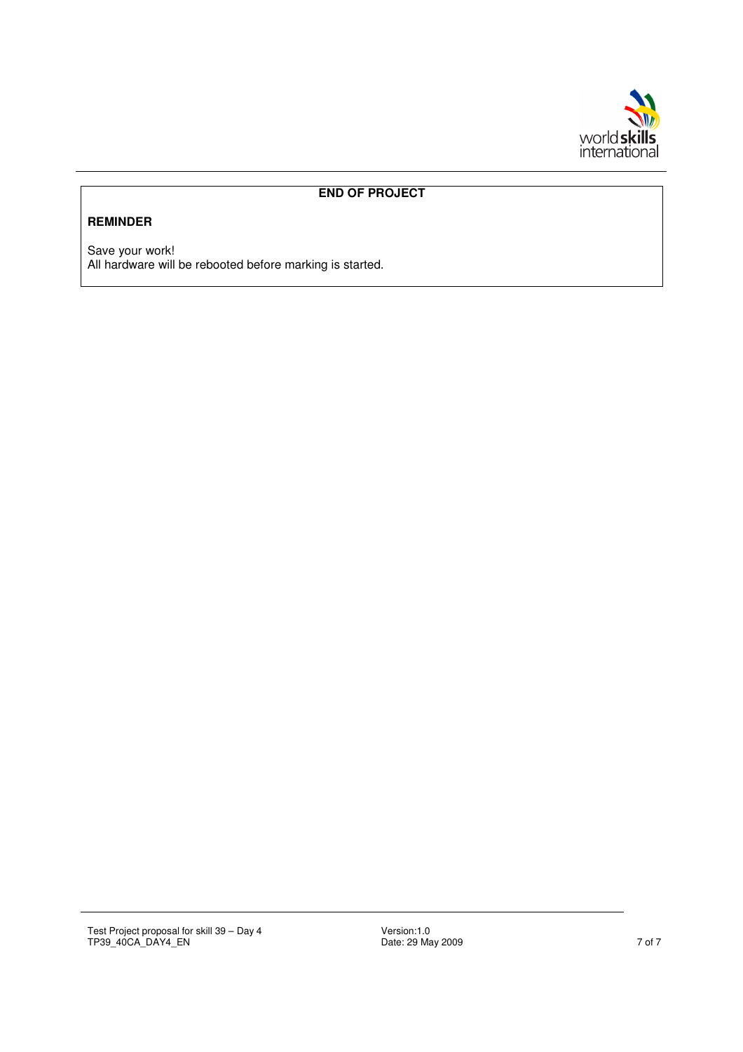**END OF PROJECT**

**REMINDER**

Save your work!
All hardware will be rebooted before marking is started.